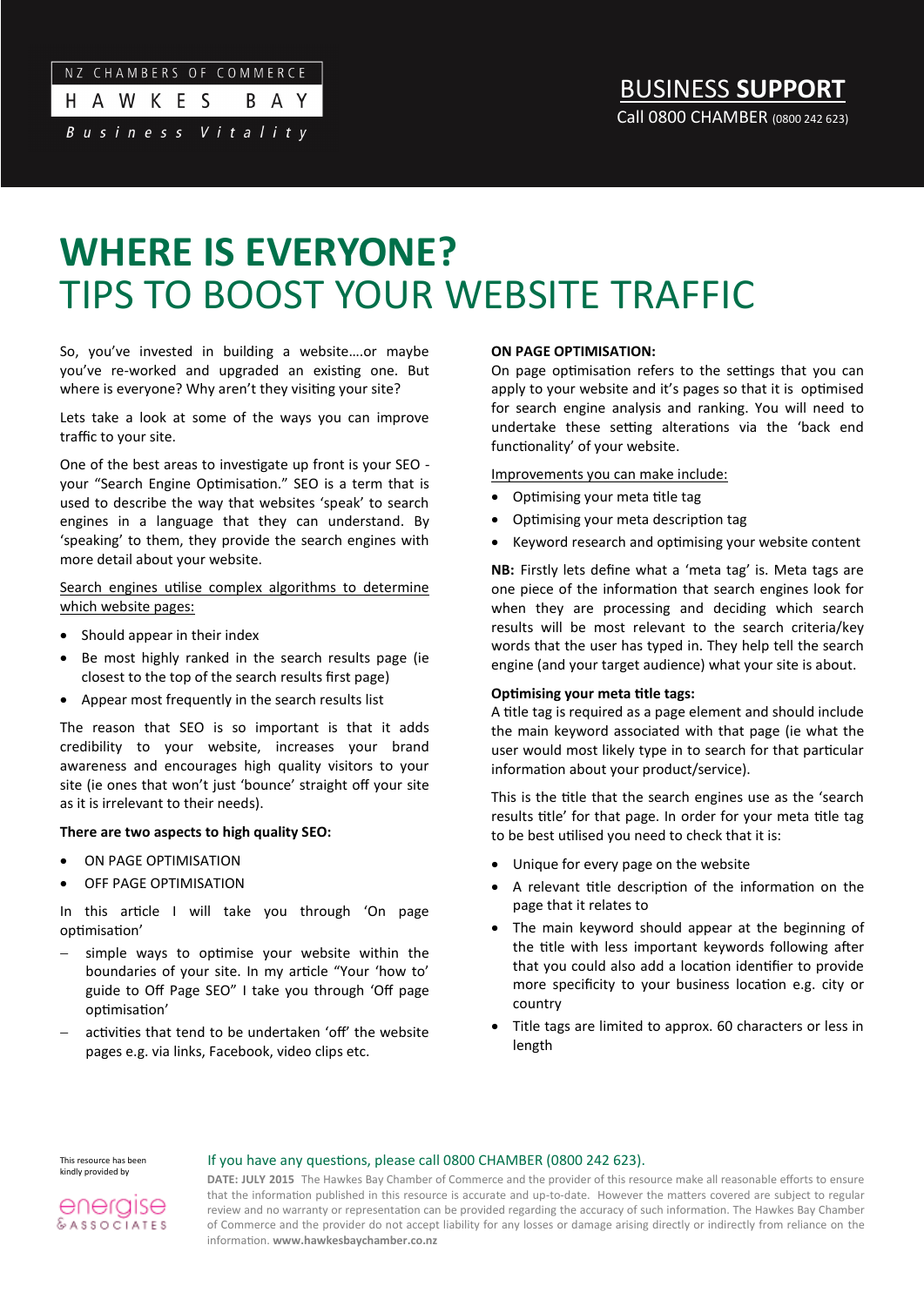NZ CHAMBERS OF COMMERCE
HAWKES BAY
*Business Vitality*

**BUSINESS SUPPORT**
Call 0800 CHAMBER (0800 242 623)

# WHERE IS EVERYONE?
# TIPS TO BOOST YOUR WEBSITE TRAFFIC

So, you've invested in building a website….or maybe you've re-worked and upgraded an existing one. But where is everyone? Why aren't they visiting your site?

Lets take a look at some of the ways you can improve traffic to your site.

One of the best areas to investigate up front is your SEO - your "Search Engine Optimisation." SEO is a term that is used to describe the way that websites 'speak' to search engines in a language that they can understand. By 'speaking' to them, they provide the search engines with more detail about your website.

<u>Search engines utilise complex algorithms to determine which website pages:</u>

- Should appear in their index
- Be most highly ranked in the search results page (ie closest to the top of the search results first page)
- Appear most frequently in the search results list

The reason that SEO is so important is that it adds credibility to your website, increases your brand awareness and encourages high quality visitors to your site (ie ones that won't just 'bounce' straight off your site as it is irrelevant to their needs).

**There are two aspects to high quality SEO:**

- ON PAGE OPTIMISATION
- OFF PAGE OPTIMISATION

In this article I will take you through 'On page optimisation'

- simple ways to optimise your website within the boundaries of your site. In my article "Your 'how to' guide to Off Page SEO" I take you through 'Off page optimisation'
- activities that tend to be undertaken 'off' the website pages e.g. via links, Facebook, video clips etc.

**ON PAGE OPTIMISATION:**

On page optimisation refers to the settings that you can apply to your website and it's pages so that it is optimised for search engine analysis and ranking. You will need to undertake these setting alterations via the 'back end functionality' of your website.

<u>Improvements you can make include:</u>

- Optimising your meta title tag
- Optimising your meta description tag
- Keyword research and optimising your website content

**NB:** Firstly lets define what a 'meta tag' is. Meta tags are one piece of the information that search engines look for when they are processing and deciding which search results will be most relevant to the search criteria/key words that the user has typed in. They help tell the search engine (and your target audience) what your site is about.

**Optimising your meta title tags:**

A title tag is required as a page element and should include the main keyword associated with that page (ie what the user would most likely type in to search for that particular information about your product/service).

This is the title that the search engines use as the 'search results title' for that page. In order for your meta title tag to be best utilised you need to check that it is:

- Unique for every page on the website
- A relevant title description of the information on the page that it relates to
- The main keyword should appear at the beginning of the title with less important keywords following after that you could also add a location identifier to provide more specificity to your business location e.g. city or country
- Title tags are limited to approx. 60 characters or less in length

This resource has been kindly provided by energise & ASSOCIATES

If you have any questions, please call 0800 CHAMBER (0800 242 623).

**DATE: JULY 2015** The Hawkes Bay Chamber of Commerce and the provider of this resource make all reasonable efforts to ensure that the information published in this resource is accurate and up-to-date. However the matters covered are subject to regular review and no warranty or representation can be provided regarding the accuracy of such information. The Hawkes Bay Chamber of Commerce and the provider do not accept liability for any losses or damage arising directly or indirectly from reliance on the information. **www.hawkesbaychamber.co.nz**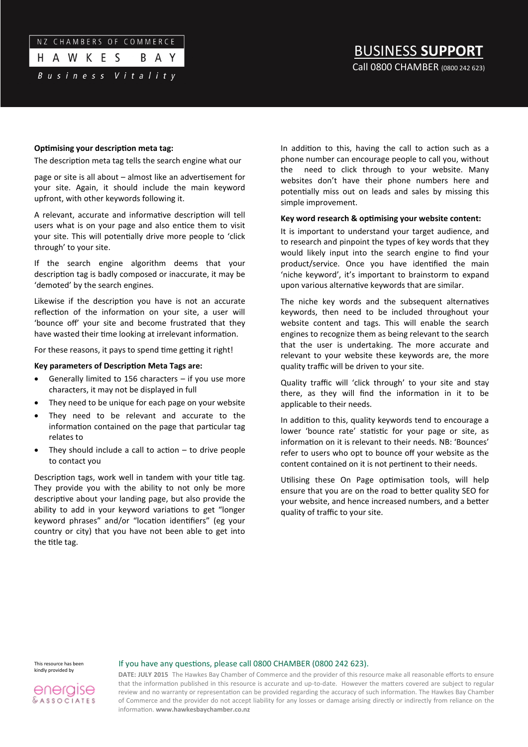**Optimising your description meta tag:**

The description meta tag tells the search engine what our

page or site is all about – almost like an advertisement for your site. Again, it should include the main keyword upfront, with other keywords following it.

A relevant, accurate and informative description will tell users what is on your page and also entice them to visit your site. This will potentially drive more people to 'click through' to your site.

If the search engine algorithm deems that your description tag is badly composed or inaccurate, it may be 'demoted' by the search engines.

Likewise if the description you have is not an accurate reflection of the information on your site, a user will 'bounce off' your site and become frustrated that they have wasted their time looking at irrelevant information.

For these reasons, it pays to spend time getting it right!

**Key parameters of Description Meta Tags are:**

- Generally limited to 156 characters – if you use more characters, it may not be displayed in full
- They need to be unique for each page on your website
- They need to be relevant and accurate to the information contained on the page that particular tag relates to
- They should include a call to action – to drive people to contact you

Description tags, work well in tandem with your title tag. They provide you with the ability to not only be more descriptive about your landing page, but also provide the ability to add in your keyword variations to get "longer keyword phrases" and/or "location identifiers" (eg your country or city) that you have not been able to get into the title tag.

In addition to this, having the call to action such as a phone number can encourage people to call you, without the need to click through to your website. Many websites don't have their phone numbers here and potentially miss out on leads and sales by missing this simple improvement.

**Key word research & optimising your website content:**

It is important to understand your target audience, and to research and pinpoint the types of key words that they would likely input into the search engine to find your product/service. Once you have identified the main 'niche keyword', it's important to brainstorm to expand upon various alternative keywords that are similar.

The niche key words and the subsequent alternatives keywords, then need to be included throughout your website content and tags. This will enable the search engines to recognize them as being relevant to the search that the user is undertaking. The more accurate and relevant to your website these keywords are, the more quality traffic will be driven to your site.

Quality traffic will 'click through' to your site and stay there, as they will find the information in it to be applicable to their needs.

In addition to this, quality keywords tend to encourage a lower 'bounce rate' statistic for your page or site, as information on it is relevant to their needs. NB: 'Bounces' refer to users who opt to bounce off your website as the content contained on it is not pertinent to their needs.

Utilising these On Page optimisation tools, will help ensure that you are on the road to better quality SEO for your website, and hence increased numbers, and a better quality of traffic to your site.

This resource has been kindly provided by energise & ASSOCIATES

If you have any questions, please call 0800 CHAMBER (0800 242 623).

**DATE: JULY 2015** The Hawkes Bay Chamber of Commerce and the provider of this resource make all reasonable efforts to ensure that the information published in this resource is accurate and up-to-date. However the matters covered are subject to regular review and no warranty or representation can be provided regarding the accuracy of such information. The Hawkes Bay Chamber of Commerce and the provider do not accept liability for any losses or damage arising directly or indirectly from reliance on the information. **www.hawkesbaychamber.co.nz**